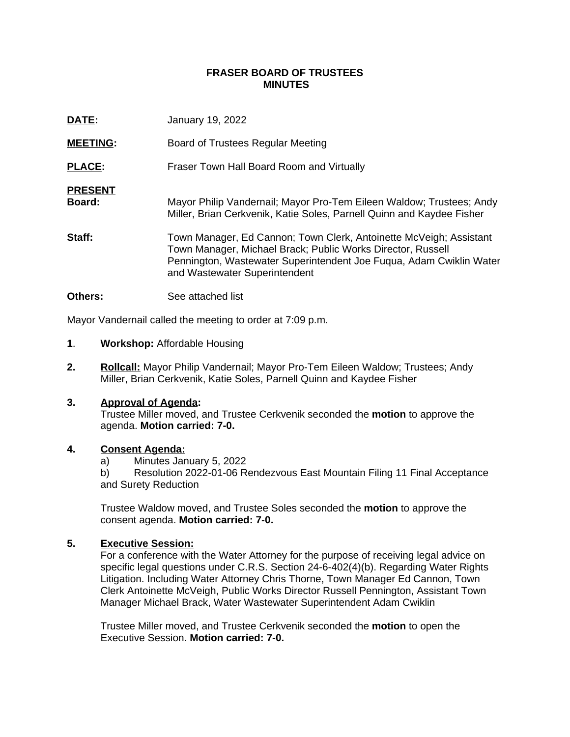**FRASER BOARD OF TRUSTEES**
**MINUTES**

**DATE:** January 19, 2022

**MEETING:** Board of Trustees Regular Meeting

**PLACE:** Fraser Town Hall Board Room and Virtually

**PRESENT**
**Board:** Mayor Philip Vandernail; Mayor Pro-Tem Eileen Waldow; Trustees; Andy Miller, Brian Cerkvenik, Katie Soles, Parnell Quinn and Kaydee Fisher

**Staff:** Town Manager, Ed Cannon; Town Clerk, Antoinette McVeigh; Assistant Town Manager, Michael Brack; Public Works Director, Russell Pennington, Wastewater Superintendent Joe Fuqua, Adam Cwiklin Water and Wastewater Superintendent

**Others:** See attached list

Mayor Vandernail called the meeting to order at 7:09 p.m.

**1**. **Workshop:** Affordable Housing

**2.** **Rollcall:** Mayor Philip Vandernail; Mayor Pro-Tem Eileen Waldow; Trustees; Andy Miller, Brian Cerkvenik, Katie Soles, Parnell Quinn and Kaydee Fisher

**3.** **Approval of Agenda:**
Trustee Miller moved, and Trustee Cerkvenik seconded the **motion** to approve the agenda. **Motion carried: 7-0.**

**4.** **Consent Agenda:**
a) Minutes January 5, 2022
b) Resolution 2022-01-06 Rendezvous East Mountain Filing 11 Final Acceptance and Surety Reduction

Trustee Waldow moved, and Trustee Soles seconded the **motion** to approve the consent agenda. **Motion carried: 7-0.**

**5.** **Executive Session:**
For a conference with the Water Attorney for the purpose of receiving legal advice on specific legal questions under C.R.S. Section 24-6-402(4)(b). Regarding Water Rights Litigation. Including Water Attorney Chris Thorne, Town Manager Ed Cannon, Town Clerk Antoinette McVeigh, Public Works Director Russell Pennington, Assistant Town Manager Michael Brack, Water Wastewater Superintendent Adam Cwiklin

Trustee Miller moved, and Trustee Cerkvenik seconded the **motion** to open the Executive Session. **Motion carried: 7-0.**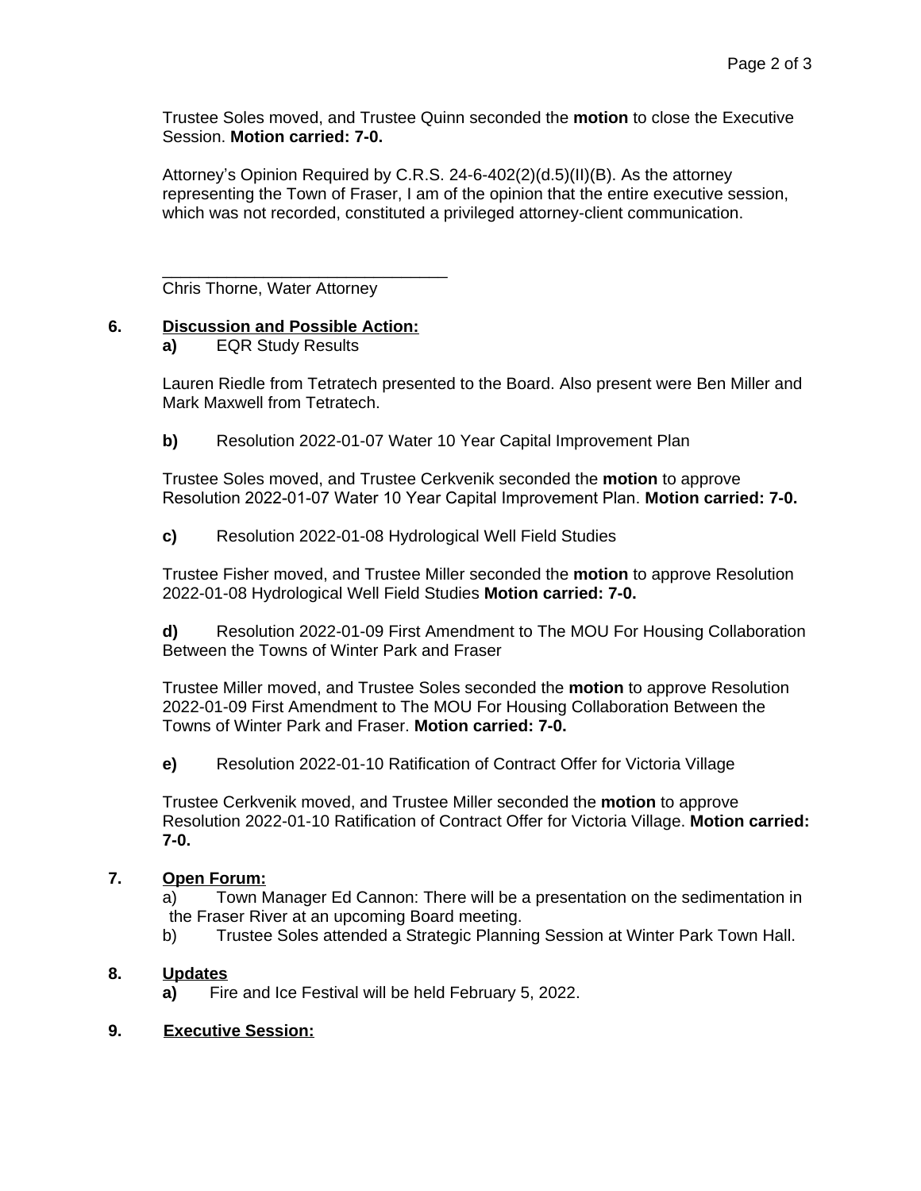Trustee Soles moved, and Trustee Quinn seconded the **motion** to close the Executive Session. **Motion carried: 7-0.**

Attorney's Opinion Required by C.R.S. 24-6-402(2)(d.5)(II)(B). As the attorney representing the Town of Fraser, I am of the opinion that the entire executive session, which was not recorded, constituted a privileged attorney-client communication.

\_\_\_\_\_\_\_\_\_\_\_\_\_\_\_\_\_\_\_\_\_\_\_\_\_\_\_\_\_\_\_\_

Chris Thorne, Water Attorney

**6. Discussion and Possible Action:**

**a)** EQR Study Results

Lauren Riedle from Tetratech presented to the Board. Also present were Ben Miller and Mark Maxwell from Tetratech.

**b)** Resolution 2022-01-07 Water 10 Year Capital Improvement Plan

Trustee Soles moved, and Trustee Cerkvenik seconded the **motion** to approve Resolution 2022-01-07 Water 10 Year Capital Improvement Plan. **Motion carried: 7-0.**

**c)** Resolution 2022-01-08 Hydrological Well Field Studies

Trustee Fisher moved, and Trustee Miller seconded the **motion** to approve Resolution 2022-01-08 Hydrological Well Field Studies **Motion carried: 7-0.**

**d)** Resolution 2022-01-09 First Amendment to The MOU For Housing Collaboration Between the Towns of Winter Park and Fraser

Trustee Miller moved, and Trustee Soles seconded the **motion** to approve Resolution 2022-01-09 First Amendment to The MOU For Housing Collaboration Between the Towns of Winter Park and Fraser. **Motion carried: 7-0.**

**e)** Resolution 2022-01-10 Ratification of Contract Offer for Victoria Village

Trustee Cerkvenik moved, and Trustee Miller seconded the **motion** to approve Resolution 2022-01-10 Ratification of Contract Offer for Victoria Village. **Motion carried: 7-0.**

**7. Open Forum:**

a) Town Manager Ed Cannon: There will be a presentation on the sedimentation in the Fraser River at an upcoming Board meeting.

b) Trustee Soles attended a Strategic Planning Session at Winter Park Town Hall.

**8. Updates**

**a)** Fire and Ice Festival will be held February 5, 2022.

**9. Executive Session:**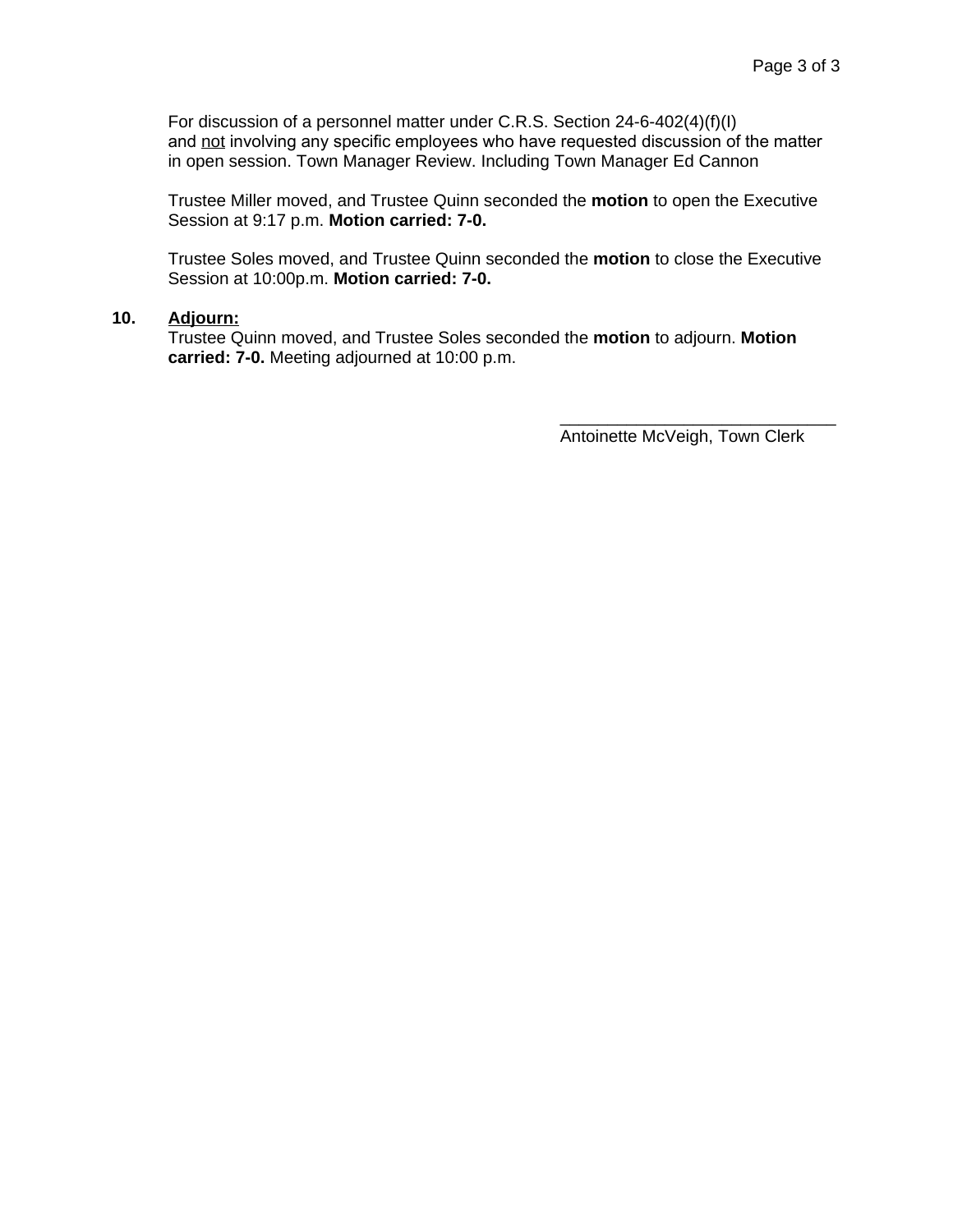For discussion of a personnel matter under C.R.S. Section 24-6-402(4)(f)(I) and <u>not</u> involving any specific employees who have requested discussion of the matter in open session. Town Manager Review. Including Town Manager Ed Cannon

Trustee Miller moved, and Trustee Quinn seconded the **motion** to open the Executive Session at 9:17 p.m. **Motion carried: 7-0.**

Trustee Soles moved, and Trustee Quinn seconded the **motion** to close the Executive Session at 10:00p.m. **Motion carried: 7-0.**

**10. <u>Adjourn:</u>**

Trustee Quinn moved, and Trustee Soles seconded the **motion** to adjourn. **Motion carried: 7-0.** Meeting adjourned at 10:00 p.m.

\_\_\_\_\_\_\_\_\_\_\_\_\_\_\_\_\_\_\_\_\_\_\_\_\_\_\_\_\_\_

Antoinette McVeigh, Town Clerk